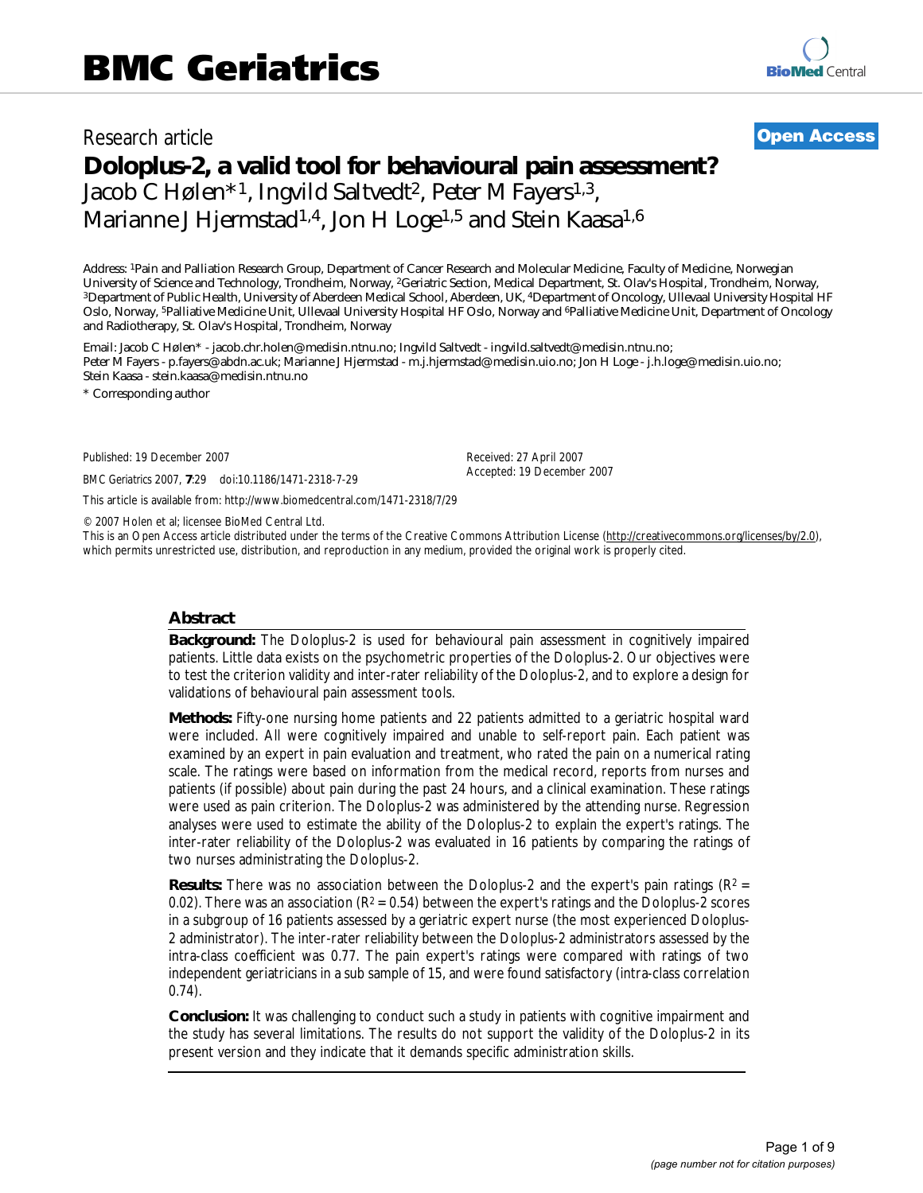# BMC Geriatrics

Research article **Open Access**

## Doloplus-2, a valid tool for behavioural pain assessment?

Jacob C Hølen*[1], Ingvild Saltvedt[2], Peter M Fayers[1,3], Marianne J Hjermstad[1,4], Jon H Loge[1,5] and Stein Kaasa[1,6]

Address: [1]Pain and Palliation Research Group, Department of Cancer Research and Molecular Medicine, Faculty of Medicine, Norwegian University of Science and Technology, Trondheim, Norway, [2]Geriatric Section, Medical Department, St. Olav's Hospital, Trondheim, Norway, [3]Department of Public Health, University of Aberdeen Medical School, Aberdeen, UK, [4]Department of Oncology, Ullevaal University Hospital HF Oslo, Norway, [5]Palliative Medicine Unit, Ullevaal University Hospital HF Oslo, Norway and [6]Palliative Medicine Unit, Department of Oncology and Radiotherapy, St. Olav's Hospital, Trondheim, Norway

Email: Jacob C Hølen* - jacob.chr.holen@medisin.ntnu.no; Ingvild Saltvedt - ingvild.saltvedt@medisin.ntnu.no; Peter M Fayers - p.fayers@abdn.ac.uk; Marianne J Hjermstad - m.j.hjermstad@medisin.uio.no; Jon H Loge - j.h.loge@medisin.uio.no; Stein Kaasa - stein.kaasa@medisin.ntnu.no

\* Corresponding author

Published: 19 December 2007

*BMC Geriatrics* 2007, **7**:29 doi:10.1186/1471-2318-7-29

Received: 27 April 2007
Accepted: 19 December 2007

This article is available from: http://www.biomedcentral.com/1471-2318/7/29

© 2007 Hølen et al; licensee BioMed Central Ltd.
This is an Open Access article distributed under the terms of the Creative Commons Attribution License (http://creativecommons.org/licenses/by/2.0), which permits unrestricted use, distribution, and reproduction in any medium, provided the original work is properly cited.

### Abstract

**Background:** The Doloplus-2 is used for behavioural pain assessment in cognitively impaired patients. Little data exists on the psychometric properties of the Doloplus-2. Our objectives were to test the criterion validity and inter-rater reliability of the Doloplus-2, and to explore a design for validations of behavioural pain assessment tools.

**Methods:** Fifty-one nursing home patients and 22 patients admitted to a geriatric hospital ward were included. All were cognitively impaired and unable to self-report pain. Each patient was examined by an expert in pain evaluation and treatment, who rated the pain on a numerical rating scale. The ratings were based on information from the medical record, reports from nurses and patients (if possible) about pain during the past 24 hours, and a clinical examination. These ratings were used as pain criterion. The Doloplus-2 was administered by the attending nurse. Regression analyses were used to estimate the ability of the Doloplus-2 to explain the expert's ratings. The inter-rater reliability of the Doloplus-2 was evaluated in 16 patients by comparing the ratings of two nurses administrating the Doloplus-2.

**Results:** There was no association between the Doloplus-2 and the expert's pain ratings ($R^2$ = 0.02). There was an association ($R^2$ = 0.54) between the expert's ratings and the Doloplus-2 scores in a subgroup of 16 patients assessed by a geriatric expert nurse (the most experienced Doloplus-2 administrator). The inter-rater reliability between the Doloplus-2 administrators assessed by the intra-class coefficient was 0.77. The pain expert's ratings were compared with ratings of two independent geriatricians in a sub sample of 15, and were found satisfactory (intra-class correlation 0.74).

**Conclusion:** It was challenging to conduct such a study in patients with cognitive impairment and the study has several limitations. The results do not support the validity of the Doloplus-2 in its present version and they indicate that it demands specific administration skills.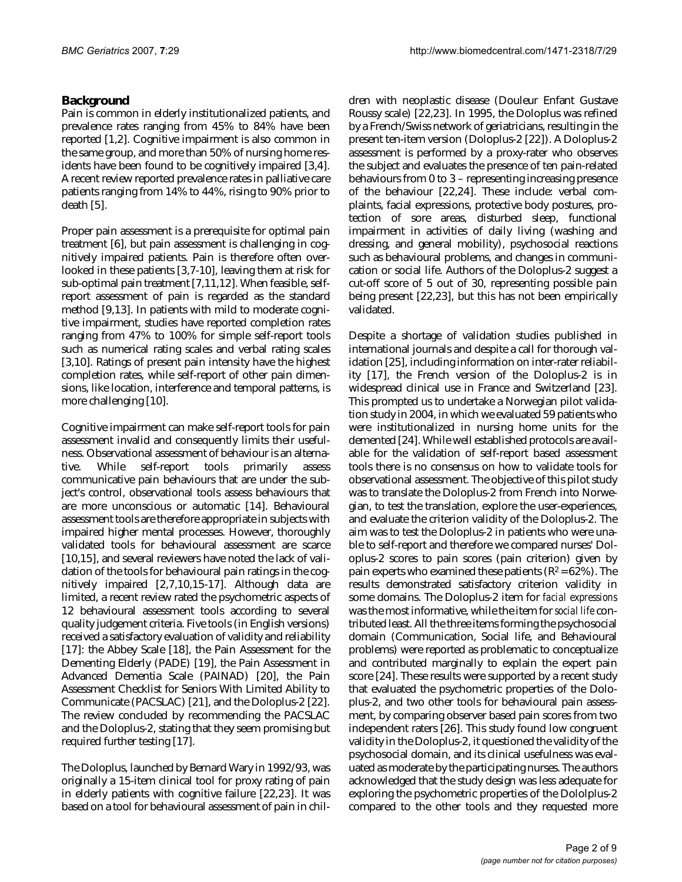## Background

Pain is common in elderly institutionalized patients, and prevalence rates ranging from 45% to 84% have been reported [1,2]. Cognitive impairment is also common in the same group, and more than 50% of nursing home residents have been found to be cognitively impaired [3,4]. A recent review reported prevalence rates in palliative care patients ranging from 14% to 44%, rising to 90% prior to death [5].

Proper pain assessment is a prerequisite for optimal pain treatment [6], but pain assessment is challenging in cognitively impaired patients. Pain is therefore often overlooked in these patients [3,7-10], leaving them at risk for sub-optimal pain treatment [7,11,12]. When feasible, self-report assessment of pain is regarded as the standard method [9,13]. In patients with mild to moderate cognitive impairment, studies have reported completion rates ranging from 47% to 100% for simple self-report tools such as numerical rating scales and verbal rating scales [3,10]. Ratings of present pain intensity have the highest completion rates, while self-report of other pain dimensions, like location, interference and temporal patterns, is more challenging [10].

Cognitive impairment can make self-report tools for pain assessment invalid and consequently limits their usefulness. Observational assessment of behaviour is an alternative. While self-report tools primarily assess communicative pain behaviours that are under the subject's control, observational tools assess behaviours that are more unconscious or automatic [14]. Behavioural assessment tools are therefore appropriate in subjects with impaired higher mental processes. However, thoroughly validated tools for behavioural assessment are scarce [10,15], and several reviewers have noted the lack of validation of the tools for behavioural pain ratings in the cognitively impaired [2,7,10,15-17]. Although data are limited, a recent review rated the psychometric aspects of 12 behavioural assessment tools according to several quality judgement criteria. Five tools (in English versions) received a satisfactory evaluation of validity and reliability [17]: the Abbey Scale [18], the Pain Assessment for the Dementing Elderly (PADE) [19], the Pain Assessment in Advanced Dementia Scale (PAINAD) [20], the Pain Assessment Checklist for Seniors With Limited Ability to Communicate (PACSLAC) [21], and the Doloplus-2 [22]. The review concluded by recommending the PACSLAC and the Doloplus-2, stating that they seem promising but required further testing [17].

The Doloplus, launched by Bernard Wary in 1992/93, was originally a 15-item clinical tool for proxy rating of pain in elderly patients with cognitive failure [22,23]. It was based on a tool for behavioural assessment of pain in children with neoplastic disease (Douleur Enfant Gustave Roussy scale) [22,23]. In 1995, the Doloplus was refined by a French/Swiss network of geriatricians, resulting in the present ten-item version (Doloplus-2 [22]). A Doloplus-2 assessment is performed by a proxy-rater who observes the subject and evaluates the presence of ten pain-related behaviours from 0 to 3 – representing increasing presence of the behaviour [22,24]. These include: verbal complaints, facial expressions, protective body postures, protection of sore areas, disturbed sleep, functional impairment in activities of daily living (washing and dressing, and general mobility), psychosocial reactions such as behavioural problems, and changes in communication or social life. Authors of the Doloplus-2 suggest a cut-off score of 5 out of 30, representing possible pain being present [22,23], but this has not been empirically validated.

Despite a shortage of validation studies published in international journals and despite a call for thorough validation [25], including information on inter-rater reliability [17], the French version of the Doloplus-2 is in widespread clinical use in France and Switzerland [23]. This prompted us to undertake a Norwegian pilot validation study in 2004, in which we evaluated 59 patients who were institutionalized in nursing home units for the demented [24]. While well established protocols are available for the validation of self-report based assessment tools there is no consensus on how to validate tools for observational assessment. The objective of this pilot study was to translate the Doloplus-2 from French into Norwegian, to test the translation, explore the user-experiences, and evaluate the criterion validity of the Doloplus-2. The aim was to test the Doloplus-2 in patients who were unable to self-report and therefore we compared nurses' Doloplus-2 scores to pain scores (pain criterion) given by pain experts who examined these patients ($R^2 = 62\%$). The results demonstrated satisfactory criterion validity in some domains. The Doloplus-2 item for *facial expressions* was the most informative, while the item for *social life* contributed least. All the three items forming the psychosocial domain (Communication, Social life, and Behavioural problems) were reported as problematic to conceptualize and contributed marginally to explain the expert pain score [24]. These results were supported by a recent study that evaluated the psychometric properties of the Doloplus-2, and two other tools for behavioural pain assessment, by comparing observer based pain scores from two independent raters [26]. This study found low congruent validity in the Doloplus-2, it questioned the validity of the psychosocial domain, and its clinical usefulness was evaluated as moderate by the participating nurses. The authors acknowledged that the study design was less adequate for exploring the psychometric properties of the Dololplus-2 compared to the other tools and they requested more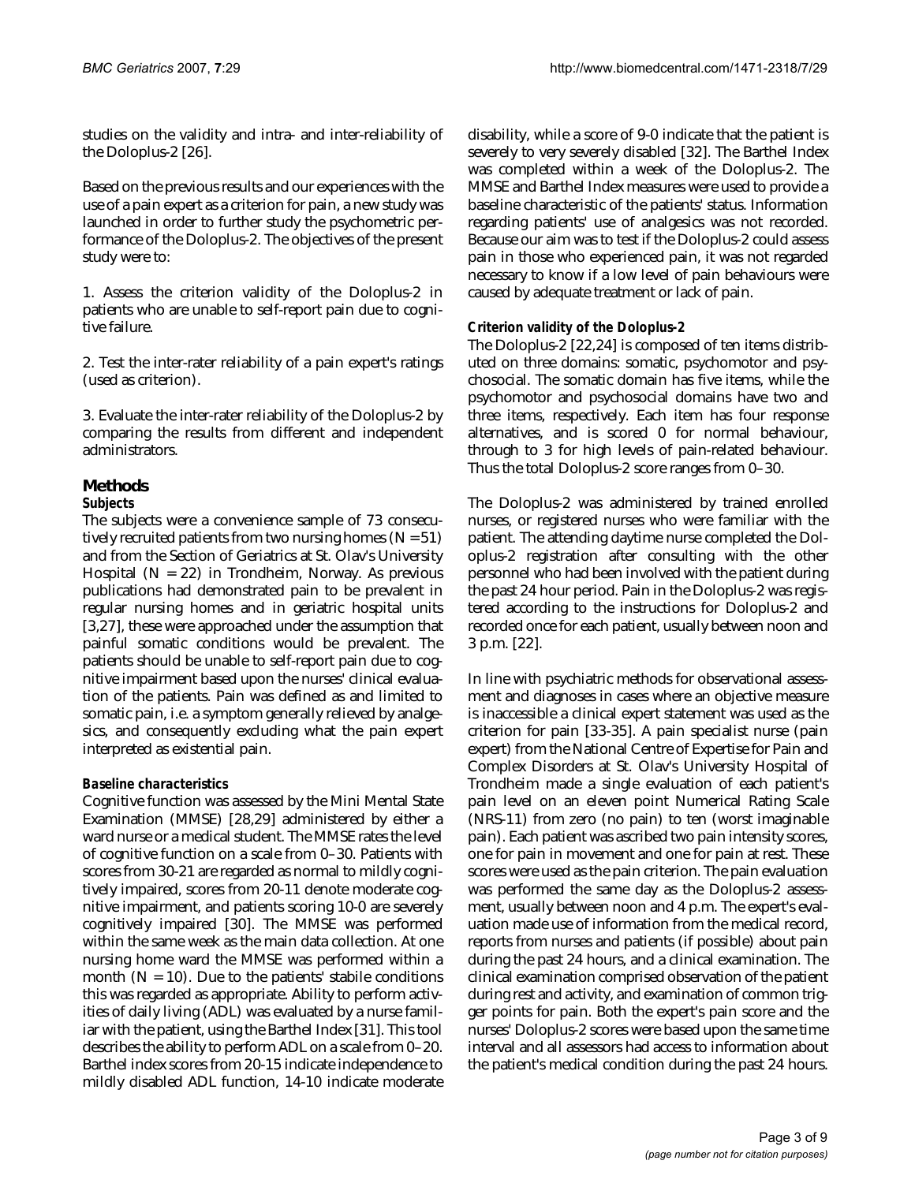studies on the validity and intra- and inter-reliability of the Doloplus-2 [26].

Based on the previous results and our experiences with the use of a pain expert as a criterion for pain, a new study was launched in order to further study the psychometric performance of the Doloplus-2. The objectives of the present study were to:

1. Assess the criterion validity of the Doloplus-2 in patients who are unable to self-report pain due to cognitive failure.

2. Test the inter-rater reliability of a pain expert's ratings (used as criterion).

3. Evaluate the inter-rater reliability of the Doloplus-2 by comparing the results from different and independent administrators.

## Methods

### Subjects

The subjects were a convenience sample of 73 consecutively recruited patients from two nursing homes (N = 51) and from the Section of Geriatrics at St. Olav's University Hospital (N = 22) in Trondheim, Norway. As previous publications had demonstrated pain to be prevalent in regular nursing homes and in geriatric hospital units [3,27], these were approached under the assumption that painful somatic conditions would be prevalent. The patients should be unable to self-report pain due to cognitive impairment based upon the nurses' clinical evaluation of the patients. Pain was defined as and limited to somatic pain, i.e. a symptom generally relieved by analgesics, and consequently excluding what the pain expert interpreted as existential pain.

### Baseline characteristics

Cognitive function was assessed by the Mini Mental State Examination (MMSE) [28,29] administered by either a ward nurse or a medical student. The MMSE rates the level of cognitive function on a scale from 0–30. Patients with scores from 30-21 are regarded as normal to mildly cognitively impaired, scores from 20-11 denote moderate cognitive impairment, and patients scoring 10-0 are severely cognitively impaired [30]. The MMSE was performed within the same week as the main data collection. At one nursing home ward the MMSE was performed within a month (N = 10). Due to the patients' stabile conditions this was regarded as appropriate. Ability to perform activities of daily living (ADL) was evaluated by a nurse familiar with the patient, using the Barthel Index [31]. This tool describes the ability to perform ADL on a scale from 0–20. Barthel index scores from 20-15 indicate independence to mildly disabled ADL function, 14-10 indicate moderate disability, while a score of 9-0 indicate that the patient is severely to very severely disabled [32]. The Barthel Index was completed within a week of the Doloplus-2. The MMSE and Barthel Index measures were used to provide a baseline characteristic of the patients' status. Information regarding patients' use of analgesics was not recorded. Because our aim was to test if the Doloplus-2 could assess pain in those who experienced pain, it was not regarded necessary to know if a low level of pain behaviours were caused by adequate treatment or lack of pain.

### Criterion validity of the Doloplus-2

The Doloplus-2 [22,24] is composed of ten items distributed on three domains: somatic, psychomotor and psychosocial. The somatic domain has five items, while the psychomotor and psychosocial domains have two and three items, respectively. Each item has four response alternatives, and is scored 0 for normal behaviour, through to 3 for high levels of pain-related behaviour. Thus the total Doloplus-2 score ranges from 0–30.

The Doloplus-2 was administered by trained enrolled nurses, or registered nurses who were familiar with the patient. The attending daytime nurse completed the Doloplus-2 registration after consulting with the other personnel who had been involved with the patient during the past 24 hour period. Pain in the Doloplus-2 was registered according to the instructions for Doloplus-2 and recorded once for each patient, usually between noon and 3 p.m. [22].

In line with psychiatric methods for observational assessment and diagnoses in cases where an objective measure is inaccessible a clinical expert statement was used as the criterion for pain [33-35]. A pain specialist nurse (pain expert) from the National Centre of Expertise for Pain and Complex Disorders at St. Olav's University Hospital of Trondheim made a single evaluation of each patient's pain level on an eleven point Numerical Rating Scale (NRS-11) from zero (no pain) to ten (worst imaginable pain). Each patient was ascribed two pain intensity scores, one for pain in movement and one for pain at rest. These scores were used as the pain criterion. The pain evaluation was performed the same day as the Doloplus-2 assessment, usually between noon and 4 p.m. The expert's evaluation made use of information from the medical record, reports from nurses and patients (if possible) about pain during the past 24 hours, and a clinical examination. The clinical examination comprised observation of the patient during rest and activity, and examination of common trigger points for pain. Both the expert's pain score and the nurses' Doloplus-2 scores were based upon the same time interval and all assessors had access to information about the patient's medical condition during the past 24 hours.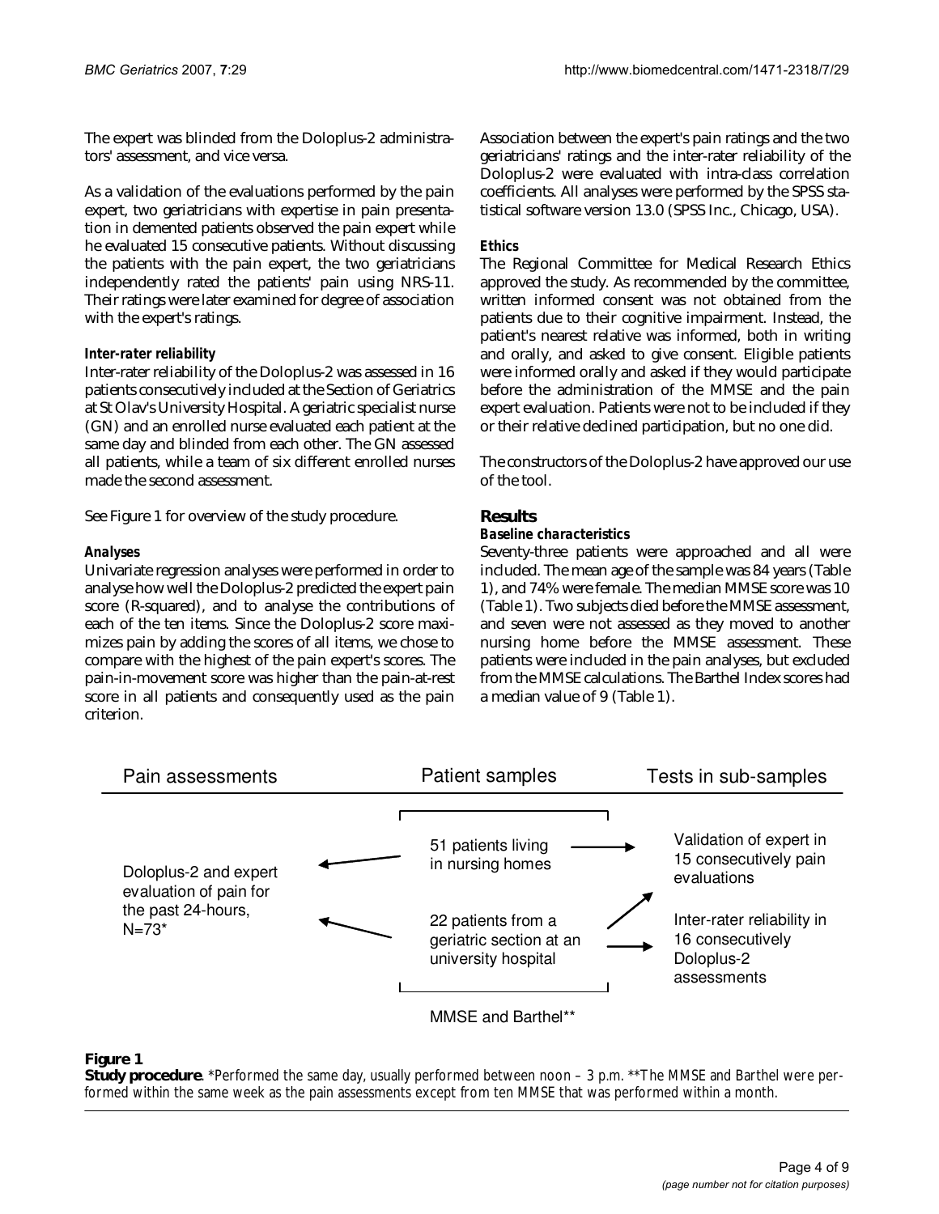The expert was blinded from the Doloplus-2 administrators' assessment, and vice versa.

As a validation of the evaluations performed by the pain expert, two geriatricians with expertise in pain presentation in demented patients observed the pain expert while he evaluated 15 consecutive patients. Without discussing the patients with the pain expert, the two geriatricians independently rated the patients' pain using NRS-11. Their ratings were later examined for degree of association with the expert's ratings.

### *Inter-rater reliability*

Inter-rater reliability of the Doloplus-2 was assessed in 16 patients consecutively included at the Section of Geriatrics at St Olav's University Hospital. A geriatric specialist nurse (GN) and an enrolled nurse evaluated each patient at the same day and blinded from each other. The GN assessed all patients, while a team of six different enrolled nurses made the second assessment.

See Figure 1 for overview of the study procedure.

### *Analyses*

Univariate regression analyses were performed in order to analyse how well the Doloplus-2 predicted the expert pain score (R-squared), and to analyse the contributions of each of the ten items. Since the Doloplus-2 score maximizes pain by adding the scores of all items, we chose to compare with the highest of the pain expert's scores. The pain-in-movement score was higher than the pain-at-rest score in all patients and consequently used as the pain criterion.

Association between the expert's pain ratings and the two geriatricians' ratings and the inter-rater reliability of the Doloplus-2 were evaluated with intra-class correlation coefficients. All analyses were performed by the SPSS statistical software version 13.0 (SPSS Inc., Chicago, USA).

### *Ethics*

The Regional Committee for Medical Research Ethics approved the study. As recommended by the committee, written informed consent was not obtained from the patients due to their cognitive impairment. Instead, the patient's nearest relative was informed, both in writing and orally, and asked to give consent. Eligible patients were informed orally and asked if they would participate before the administration of the MMSE and the pain expert evaluation. Patients were not to be included if they or their relative declined participation, but no one did.

The constructors of the Doloplus-2 have approved our use of the tool.

## Results

### *Baseline characteristics*

Seventy-three patients were approached and all were included. The mean age of the sample was 84 years (Table 1), and 74% were female. The median MMSE score was 10 (Table 1). Two subjects died before the MMSE assessment, and seven were not assessed as they moved to another nursing home before the MMSE assessment. These patients were included in the pain analyses, but excluded from the MMSE calculations. The Barthel Index scores had a median value of 9 (Table 1).

| Pain assessments | Patient samples | Tests in sub-samples |
|---|---|---|
| Doloplus-2 and expert evaluation of pain for the past 24-hours, N=73* | 51 patients living in nursing homes | Validation of expert in 15 consecutively pain evaluations |
| | 22 patients from a geriatric section at an university hospital | Inter-rater reliability in 16 consecutively Doloplus-2 assessments |
| | MMSE and Barthel** | |

**Figure 1**
**Study procedure**. *Performed the same day, usually performed between noon – 3 p.m. **The MMSE and Barthel were performed within the same week as the pain assessments except from ten MMSE that was performed within a month.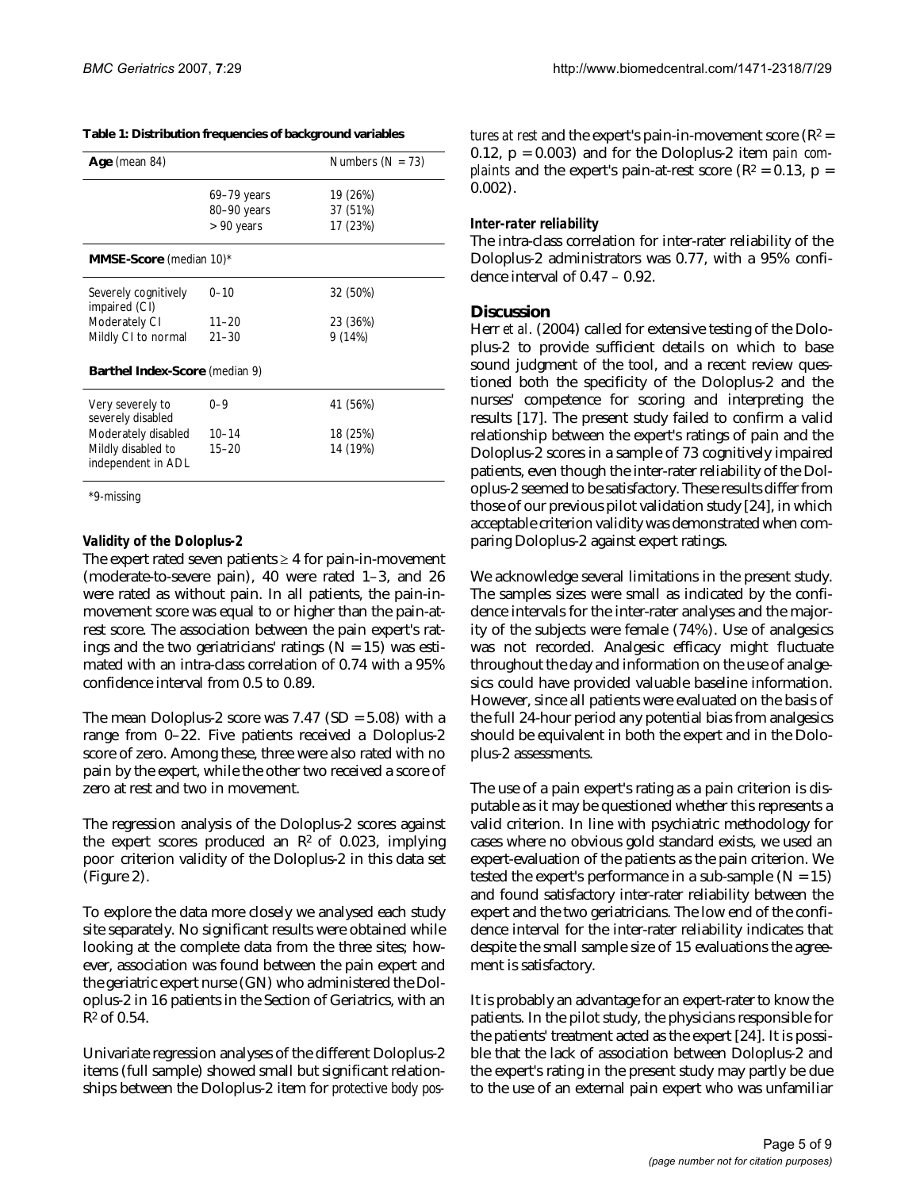**Table 1: Distribution frequencies of background variables**

| **Age** (mean 84) | | Numbers (N = 73) |
|---|---|---|
| | 69–79 years | 19 (26%) |
| | 80–90 years | 37 (51%) |
| | > 90 years | 17 (23%) |
| **MMSE-Score** (median 10)* | | |
| Severely cognitively impaired (CI) | 0–10 | 32 (50%) |
| Moderately CI | 11–20 | 23 (36%) |
| Mildly CI to normal | 21–30 | 9 (14%) |
| **Barthel Index-Score** (median 9) | | |
| Very severely to severely disabled | 0–9 | 41 (56%) |
| Moderately disabled | 10–14 | 18 (25%) |
| Mildly disabled to independent in ADL | 15–20 | 14 (19%) |

*9-missing

### Validity of the Doloplus-2

The expert rated seven patients ≥ 4 for pain-in-movement (moderate-to-severe pain), 40 were rated 1–3, and 26 were rated as without pain. In all patients, the pain-in-movement score was equal to or higher than the pain-at-rest score. The association between the pain expert's ratings and the two geriatricians' ratings (N = 15) was estimated with an intra-class correlation of 0.74 with a 95% confidence interval from 0.5 to 0.89.

The mean Doloplus-2 score was 7.47 (SD = 5.08) with a range from 0–22. Five patients received a Doloplus-2 score of zero. Among these, three were also rated with no pain by the expert, while the other two received a score of zero at rest and two in movement.

The regression analysis of the Doloplus-2 scores against the expert scores produced an $R^2$ of 0.023, implying poor criterion validity of the Doloplus-2 in this data set (Figure 2).

To explore the data more closely we analysed each study site separately. No significant results were obtained while looking at the complete data from the three sites; however, association was found between the pain expert and the geriatric expert nurse (GN) who administered the Doloplus-2 in 16 patients in the Section of Geriatrics, with an $R^2$ of 0.54.

Univariate regression analyses of the different Doloplus-2 items (full sample) showed small but significant relationships between the Doloplus-2 item for *protective body postures at rest* and the expert's pain-in-movement score ($R^2 = 0.12$, $p = 0.003$) and for the Doloplus-2 item *pain complaints* and the expert's pain-at-rest score ($R^2 = 0.13$, $p = 0.002$).

### Inter-rater reliability

The intra-class correlation for inter-rater reliability of the Doloplus-2 administrators was 0.77, with a 95% confidence interval of 0.47 – 0.92.

## Discussion

Herr *et al*. (2004) called for extensive testing of the Doloplus-2 to provide sufficient details on which to base sound judgment of the tool, and a recent review questioned both the specificity of the Doloplus-2 and the nurses' competence for scoring and interpreting the results [17]. The present study failed to confirm a valid relationship between the expert's ratings of pain and the Doloplus-2 scores in a sample of 73 cognitively impaired patients, even though the inter-rater reliability of the Doloplus-2 seemed to be satisfactory. These results differ from those of our previous pilot validation study [24], in which acceptable criterion validity was demonstrated when comparing Doloplus-2 against expert ratings.

We acknowledge several limitations in the present study. The samples sizes were small as indicated by the confidence intervals for the inter-rater analyses and the majority of the subjects were female (74%). Use of analgesics was not recorded. Analgesic efficacy might fluctuate throughout the day and information on the use of analgesics could have provided valuable baseline information. However, since all patients were evaluated on the basis of the full 24-hour period any potential bias from analgesics should be equivalent in both the expert and in the Doloplus-2 assessments.

The use of a pain expert's rating as a pain criterion is disputable as it may be questioned whether this represents a valid criterion. In line with psychiatric methodology for cases where no obvious gold standard exists, we used an expert-evaluation of the patients as the pain criterion. We tested the expert's performance in a sub-sample (N = 15) and found satisfactory inter-rater reliability between the expert and the two geriatricians. The low end of the confidence interval for the inter-rater reliability indicates that despite the small sample size of 15 evaluations the agreement is satisfactory.

It is probably an advantage for an expert-rater to know the patients. In the pilot study, the physicians responsible for the patients' treatment acted as the expert [24]. It is possible that the lack of association between Doloplus-2 and the expert's rating in the present study may partly be due to the use of an external pain expert who was unfamiliar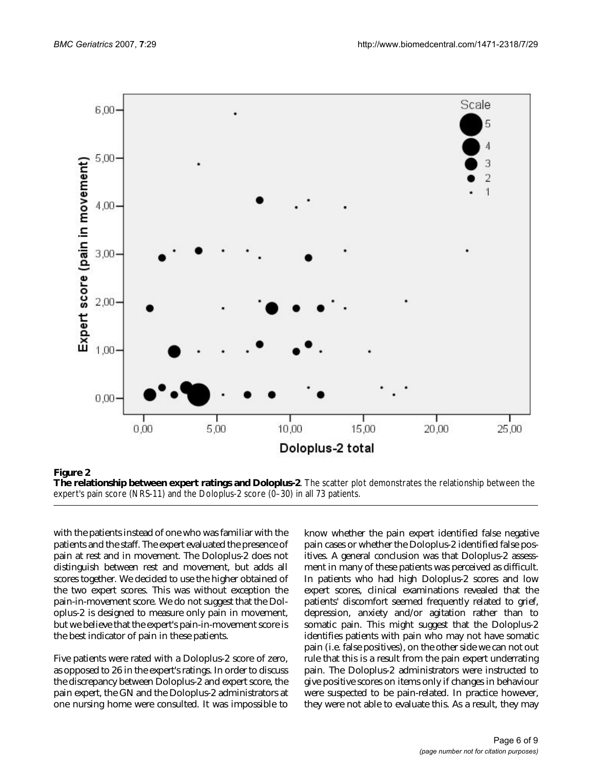**Figure 2**

**The relationship between expert ratings and Doloplus-2**. The scatter plot demonstrates the relationship between the expert's pain score (NRS-11) and the Doloplus-2 score (0–30) in all 73 patients.

with the patients instead of one who was familiar with the patients and the staff. The expert evaluated the presence of pain at rest and in movement. The Doloplus-2 does not distinguish between rest and movement, but adds all scores together. We decided to use the higher obtained of the two expert scores. This was without exception the pain-in-movement score. We do not suggest that the Doloplus-2 is designed to measure only pain in movement, but we believe that the expert's pain-in-movement score is the best indicator of pain in these patients.

Five patients were rated with a Doloplus-2 score of zero, as opposed to 26 in the expert's ratings. In order to discuss the discrepancy between Doloplus-2 and expert score, the pain expert, the GN and the Doloplus-2 administrators at one nursing home were consulted. It was impossible to know whether the pain expert identified false negative pain cases or whether the Doloplus-2 identified false positives. A general conclusion was that Doloplus-2 assessment in many of these patients was perceived as difficult. In patients who had high Doloplus-2 scores and low expert scores, clinical examinations revealed that the patients' discomfort seemed frequently related to grief, depression, anxiety and/or agitation rather than to somatic pain. This might suggest that the Doloplus-2 identifies patients with pain who may not have somatic pain (i.e. false positives), on the other side we can not out rule that this is a result from the pain expert underrating pain. The Doloplus-2 administrators were instructed to give positive scores on items only if changes in behaviour were suspected to be pain-related. In practice however, they were not able to evaluate this. As a result, they may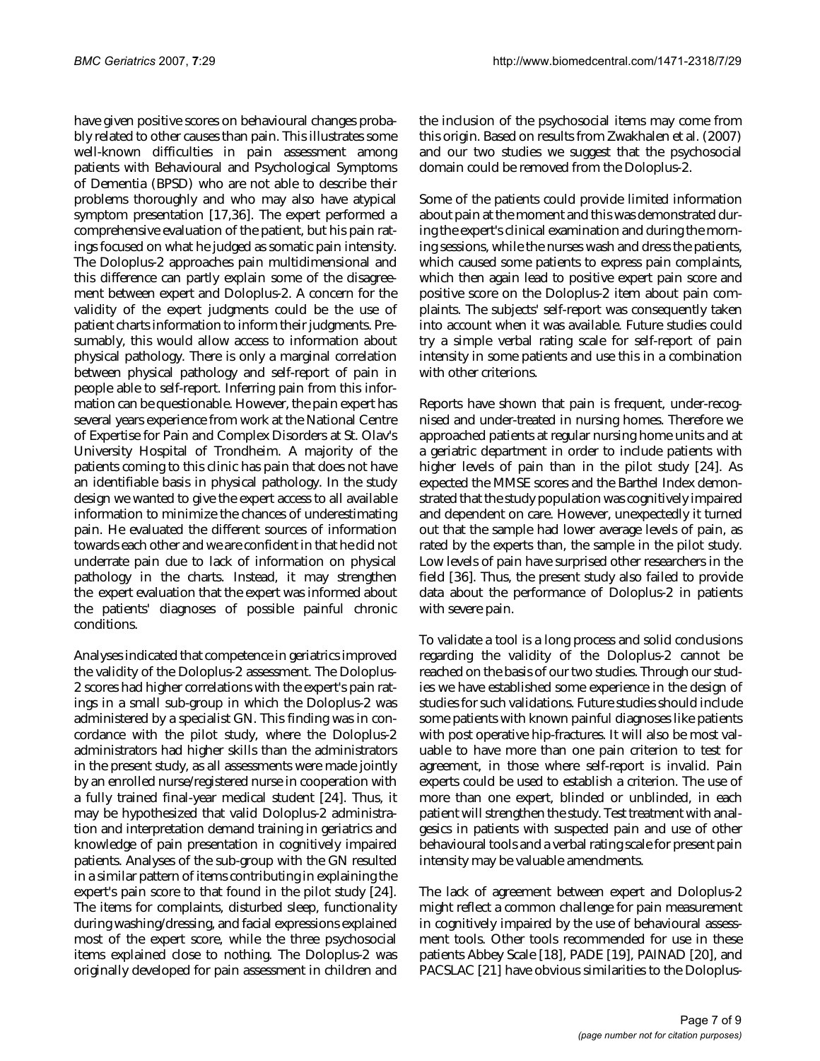have given positive scores on behavioural changes probably related to other causes than pain. This illustrates some well-known difficulties in pain assessment among patients with Behavioural and Psychological Symptoms of Dementia (BPSD) who are not able to describe their problems thoroughly and who may also have atypical symptom presentation [17,36]. The expert performed a comprehensive evaluation of the patient, but his pain ratings focused on what he judged as somatic pain intensity. The Doloplus-2 approaches pain multidimensional and this difference can partly explain some of the disagreement between expert and Doloplus-2. A concern for the validity of the expert judgments could be the use of patient charts information to inform their judgments. Presumably, this would allow access to information about physical pathology. There is only a marginal correlation between physical pathology and self-report of pain in people able to self-report. Inferring pain from this information can be questionable. However, the pain expert has several years experience from work at the National Centre of Expertise for Pain and Complex Disorders at St. Olav's University Hospital of Trondheim. A majority of the patients coming to this clinic has pain that does not have an identifiable basis in physical pathology. In the study design we wanted to give the expert access to all available information to minimize the chances of underestimating pain. He evaluated the different sources of information towards each other and we are confident in that he did not underrate pain due to lack of information on physical pathology in the charts. Instead, it may strengthen the expert evaluation that the expert was informed about the patients' diagnoses of possible painful chronic conditions.

Analyses indicated that competence in geriatrics improved the validity of the Doloplus-2 assessment. The Doloplus-2 scores had higher correlations with the expert's pain ratings in a small sub-group in which the Doloplus-2 was administered by a specialist GN. This finding was in concordance with the pilot study, where the Doloplus-2 administrators had higher skills than the administrators in the present study, as all assessments were made jointly by an enrolled nurse/registered nurse in cooperation with a fully trained final-year medical student [24]. Thus, it may be hypothesized that valid Doloplus-2 administration and interpretation demand training in geriatrics and knowledge of pain presentation in cognitively impaired patients. Analyses of the sub-group with the GN resulted in a similar pattern of items contributing in explaining the expert's pain score to that found in the pilot study [24]. The items for complaints, disturbed sleep, functionality during washing/dressing, and facial expressions explained most of the expert score, while the three psychosocial items explained close to nothing. The Doloplus-2 was originally developed for pain assessment in children and the inclusion of the psychosocial items may come from this origin. Based on results from Zwakhalen et al. (2007) and our two studies we suggest that the psychosocial domain could be removed from the Doloplus-2.

Some of the patients could provide limited information about pain at the moment and this was demonstrated during the expert's clinical examination and during the morning sessions, while the nurses wash and dress the patients, which caused some patients to express pain complaints, which then again lead to positive expert pain score and positive score on the Doloplus-2 item about pain complaints. The subjects' self-report was consequently taken into account when it was available. Future studies could try a simple verbal rating scale for self-report of pain intensity in some patients and use this in a combination with other criterions.

Reports have shown that pain is frequent, under-recognised and under-treated in nursing homes. Therefore we approached patients at regular nursing home units and at a geriatric department in order to include patients with higher levels of pain than in the pilot study [24]. As expected the MMSE scores and the Barthel Index demonstrated that the study population was cognitively impaired and dependent on care. However, unexpectedly it turned out that the sample had lower average levels of pain, as rated by the experts than, the sample in the pilot study. Low levels of pain have surprised other researchers in the field [36]. Thus, the present study also failed to provide data about the performance of Doloplus-2 in patients with severe pain.

To validate a tool is a long process and solid conclusions regarding the validity of the Doloplus-2 cannot be reached on the basis of our two studies. Through our studies we have established some experience in the design of studies for such validations. Future studies should include some patients with known painful diagnoses like patients with post operative hip-fractures. It will also be most valuable to have more than one pain criterion to test for agreement, in those where self-report is invalid. Pain experts could be used to establish a criterion. The use of more than one expert, blinded or unblinded, in each patient will strengthen the study. Test treatment with analgesics in patients with suspected pain and use of other behavioural tools and a verbal rating scale for present pain intensity may be valuable amendments.

The lack of agreement between expert and Doloplus-2 might reflect a common challenge for pain measurement in cognitively impaired by the use of behavioural assessment tools. Other tools recommended for use in these patients Abbey Scale [18], PADE [19], PAINAD [20], and PACSLAC [21] have obvious similarities to the Doloplus-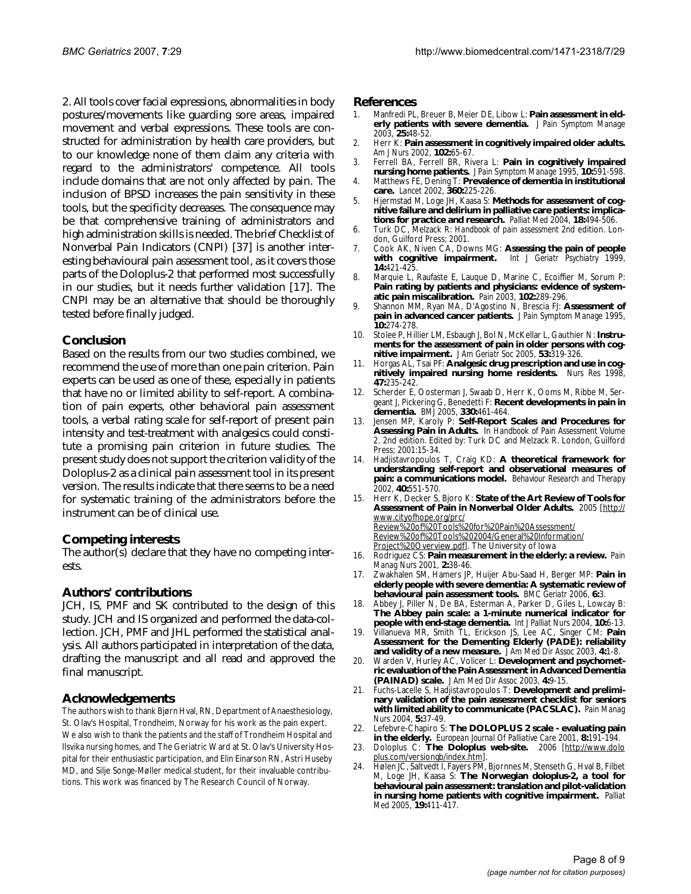2. All tools cover facial expressions, abnormalities in body postures/movements like guarding sore areas, impaired movement and verbal expressions. These tools are constructed for administration by health care providers, but to our knowledge none of them claim any criteria with regard to the administrators' competence. All tools include domains that are not only affected by pain. The inclusion of BPSD increases the pain sensitivity in these tools, but the specificity decreases. The consequence may be that comprehensive training of administrators and high administration skills is needed. The brief Checklist of Nonverbal Pain Indicators (CNPI) [37] is another interesting behavioural pain assessment tool, as it covers those parts of the Doloplus-2 that performed most successfully in our studies, but it needs further validation [17]. The CNPI may be an alternative that should be thoroughly tested before finally judged.

## Conclusion

Based on the results from our two studies combined, we recommend the use of more than one pain criterion. Pain experts can be used as one of these, especially in patients that have no or limited ability to self-report. A combination of pain experts, other behavioral pain assessment tools, a verbal rating scale for self-report of present pain intensity and test-treatment with analgesics could constitute a promising pain criterion in future studies. The present study does not support the criterion validity of the Doloplus-2 as a clinical pain assessment tool in its present version. The results indicate that there seems to be a need for systematic training of the administrators before the instrument can be of clinical use.

## Competing interests

The author(s) declare that they have no competing interests.

## Authors' contributions

JCH, IS, PMF and SK contributed to the design of this study. JCH and IS organized and performed the data-collection. JCH, PMF and JHL performed the statistical analysis. All authors participated in interpretation of the data, drafting the manuscript and all read and approved the final manuscript.

## Acknowledgements

The authors wish to thank Bjørn Hval, RN, Department of Anaesthesiology, St. Olav's Hospital, Trondheim, Norway for his work as the pain expert. We also wish to thank the patients and the staff of Trondheim Hospital and Ilsvika nursing homes, and The Geriatric Ward at St. Olav's University Hospital for their enthusiastic participation, and Elin Einarson RN, Astri Huseby MD, and Silje Songe-Møller medical student, for their invaluable contributions. This work was financed by The Research Council of Norway.

## References

1. Manfredi PL, Breuer B, Meier DE, Libow L: **Pain assessment in elderly patients with severe dementia.** *J Pain Symptom Manage* 2003, **25:**48-52.
2. Herr K: **Pain assessment in cognitively impaired older adults.** *Am J Nurs* 2002, **102:**65-67.
3. Ferrell BA, Ferrell BR, Rivera L: **Pain in cognitively impaired nursing home patients.** *J Pain Symptom Manage* 1995, **10:**591-598.
4. Matthews FE, Dening T: **Prevalence of dementia in institutional care.** *Lancet* 2002, **360:**225-226.
5. Hjermstad M, Loge JH, Kaasa S: **Methods for assessment of cognitive failure and delirium in palliative care patients: implications for practice and research.** *Palliat Med* 2004, **18:**494-506.
6. Turk DC, Melzack R: *Handbook of pain assessment* 2nd edition. London, Guilford Press; 2001.
7. Cook AK, Niven CA, Downs MG: **Assessing the pain of people with cognitive impairment.** *Int J Geriatr Psychiatry* 1999, **14:**421-425.
8. Marquie L, Raufaste E, Lauque D, Marine C, Ecoiffier M, Sorum P: **Pain rating by patients and physicians: evidence of systematic pain miscalibration.** *Pain* 2003, **102:**289-296.
9. Shannon MM, Ryan MA, D'Agostino N, Brescia FJ: **Assessment of pain in advanced cancer patients.** *J Pain Symptom Manage* 1995, **10:**274-278.
10. Stolee P, Hillier LM, Esbaugh J, Bol N, McKellar L, Gauthier N: **Instruments for the assessment of pain in older persons with cognitive impairment.** *J Am Geriatr Soc* 2005, **53:**319-326.
11. Horgas AL, Tsai PF: **Analgesic drug prescription and use in cognitively impaired nursing home residents.** *Nurs Res* 1998, **47:**235-242.
12. Scherder E, Oosterman J, Swaab D, Herr K, Ooms M, Ribbe M, Sergeant J, Pickering G, Benedetti F: **Recent developments in pain in dementia.** *BMJ* 2005, **330:**461-464.
13. Jensen MP, Karoly P: **Self-Report Scales and Procedures for Assessing Pain in Adults.** In *Handbook of Pain Assessment Volume 2*. 2nd edition. Edited by: Turk DC and Melzack R. London, Guilford Press; 2001:15-34.
14. Hadjistavropoulos T, Craig KD: **A theoretical framework for understanding self-report and observational measures of pain: a communications model.** *Behaviour Research and Therapy* 2002, **40:**551-570.
15. Herr K, Decker S, Bjoro K: **State of the Art Review of Tools for Assessment of Pain in Nonverbal Older Adults.** 2005 [http://www.cityofhope.org/prc/Review%20of%20Tools%20for%20Pain%20Assessment/Review%20of%20Tools%202004/General%20Information/Project%20Overview.pdf]. The University of Iowa
16. Rodriguez CS: **Pain measurement in the elderly: a review.** *Pain Manag Nurs* 2001, **2:**38-46.
17. Zwakhalen SM, Hamers JP, Huijer Abu-Saad H, Berger MP: **Pain in elderly people with severe dementia: A systematic review of behavioural pain assessment tools.** *BMC Geriatr* 2006, **6:**3.
18. Abbey J, Piller N, De BA, Esterman A, Parker D, Giles L, Lowcay B: **The Abbey pain scale: a 1-minute numerical indicator for people with end-stage dementia.** *Int J Palliat Nurs* 2004, **10:**6-13.
19. Villanueva MR, Smith TL, Erickson JS, Lee AC, Singer CM: **Pain Assessment for the Dementing Elderly (PADE): reliability and validity of a new measure.** *J Am Med Dir Assoc* 2003, **4:**1-8.
20. Warden V, Hurley AC, Volicer L: **Development and psychometric evaluation of the Pain Assessment in Advanced Dementia (PAINAD) scale.** *J Am Med Dir Assoc* 2003, **4:**9-15.
21. Fuchs-Lacelle S, Hadjistavropoulos T: **Development and preliminary validation of the pain assessment checklist for seniors with limited ability to communicate (PACSLAC).** *Pain Manag Nurs* 2004, **5:**37-49.
22. Lefebvre-Chapiro S: **The DOLOPLUS 2 scale - evaluating pain in the elderly.** *European Journal Of Palliative Care* 2001, **8:**191-194.
23. Doloplus C: **The Doloplus web-site.** 2006 [http://www.doloplus.com/versiongb/index.htm].
24. Hølen JC, Saltvedt I, Fayers PM, Bjornnes M, Stenseth G, Hval B, Filbet M, Loge JH, Kaasa S: **The Norwegian doloplus-2, a tool for behavioural pain assessment: translation and pilot-validation in nursing home patients with cognitive impairment.** *Palliat Med* 2005, **19:**411-417.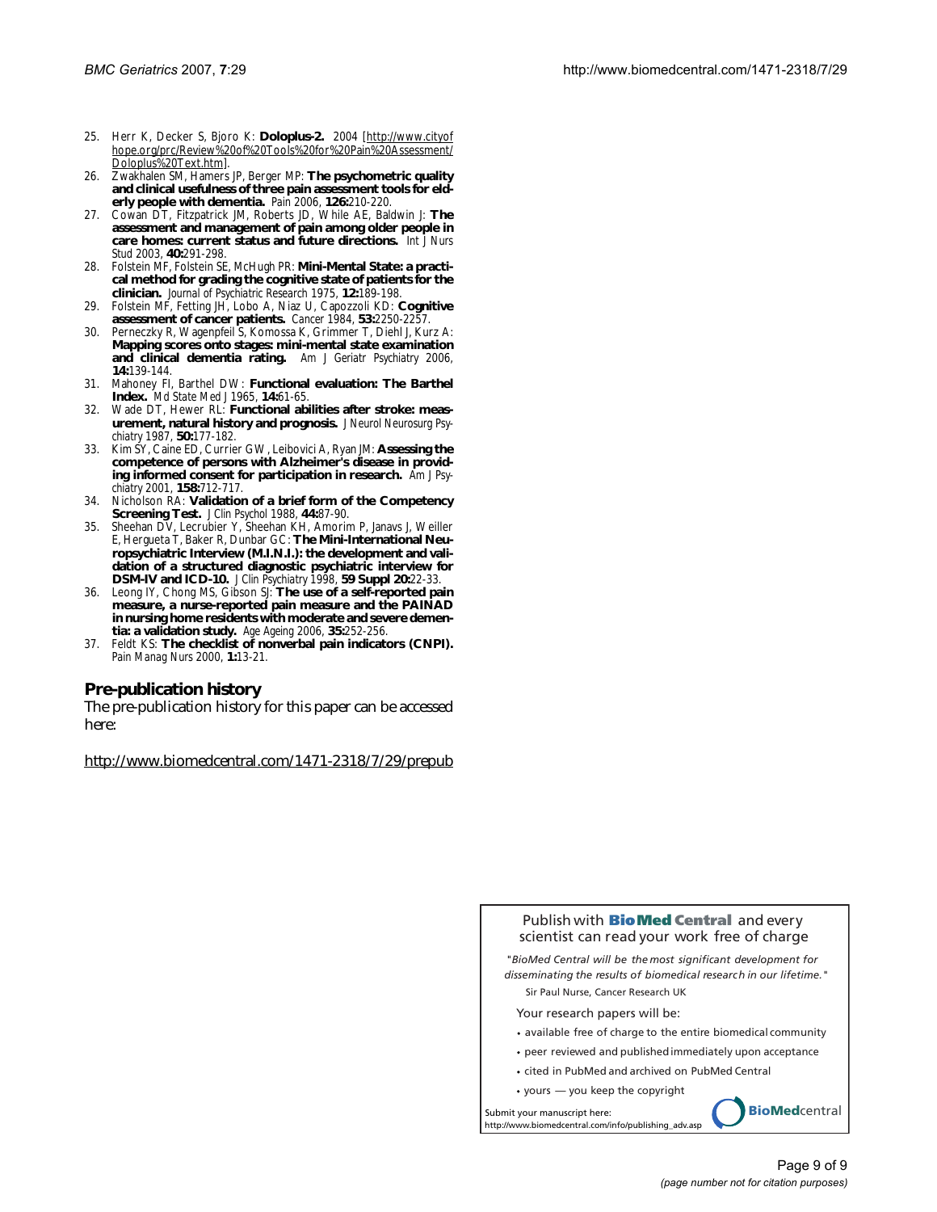25. Herr K, Decker S, Bjoro K: **Doloplus-2.** 2004 [http://www.cityofhope.org/prc/Review%20of%20Tools%20for%20Pain%20Assessment/Doloplus%20Text.htm].
26. Zwakhalen SM, Hamers JP, Berger MP: **The psychometric quality and clinical usefulness of three pain assessment tools for elderly people with dementia.** Pain 2006, **126:**210-220.
27. Cowan DT, Fitzpatrick JM, Roberts JD, While AE, Baldwin J: **The assessment and management of pain among older people in care homes: current status and future directions.** Int J Nurs Stud 2003, **40:**291-298.
28. Folstein MF, Folstein SE, McHugh PR: **Mini-Mental State: a practical method for grading the cognitive state of patients for the clinician.** Journal of Psychiatric Research 1975, **12:**189-198.
29. Folstein MF, Fetting JH, Lobo A, Niaz U, Capozzoli KD: **Cognitive assessment of cancer patients.** Cancer 1984, **53:**2250-2257.
30. Perneczky R, Wagenpfeil S, Komossa K, Grimmer T, Diehl J, Kurz A: **Mapping scores onto stages: mini-mental state examination and clinical dementia rating.** Am J Geriatr Psychiatry 2006, **14:**139-144.
31. Mahoney FI, Barthel DW: **Functional evaluation: The Barthel Index.** Md State Med J 1965, **14:**61-65.
32. Wade DT, Hewer RL: **Functional abilities after stroke: measurement, natural history and prognosis.** J Neurol Neurosurg Psychiatry 1987, **50:**177-182.
33. Kim SY, Caine ED, Currier GW, Leibovici A, Ryan JM: **Assessing the competence of persons with Alzheimer's disease in providing informed consent for participation in research.** Am J Psychiatry 2001, **158:**712-717.
34. Nicholson RA: **Validation of a brief form of the Competency Screening Test.** J Clin Psychol 1988, **44:**87-90.
35. Sheehan DV, Lecrubier Y, Sheehan KH, Amorim P, Janavs J, Weiller E, Hergueta T, Baker R, Dunbar GC: **The Mini-International Neuropsychiatric Interview (M.I.N.I.): the development and validation of a structured diagnostic psychiatric interview for DSM-IV and ICD-10.** J Clin Psychiatry 1998, **59 Suppl 20:**22-33.
36. Leong IY, Chong MS, Gibson SJ: **The use of a self-reported pain measure, a nurse-reported pain measure and the PAINAD in nursing home residents with moderate and severe dementia: a validation study.** Age Ageing 2006, **35:**252-256.
37. Feldt KS: **The checklist of nonverbal pain indicators (CNPI).** Pain Manag Nurs 2000, **1:**13-21.

## Pre-publication history

The pre-publication history for this paper can be accessed here:

http://www.biomedcentral.com/1471-2318/7/29/prepub

Publish with **BioMed Central** and every scientist can read your work free of charge

*"BioMed Central will be the most significant development for disseminating the results of biomedical research in our lifetime."*

Sir Paul Nurse, Cancer Research UK

Your research papers will be:

- available free of charge to the entire biomedical community
- peer reviewed and published immediately upon acceptance
- cited in PubMed and archived on PubMed Central
- yours — you keep the copyright

Submit your manuscript here:
http://www.biomedcentral.com/info/publishing_adv.asp

**BioMed**central